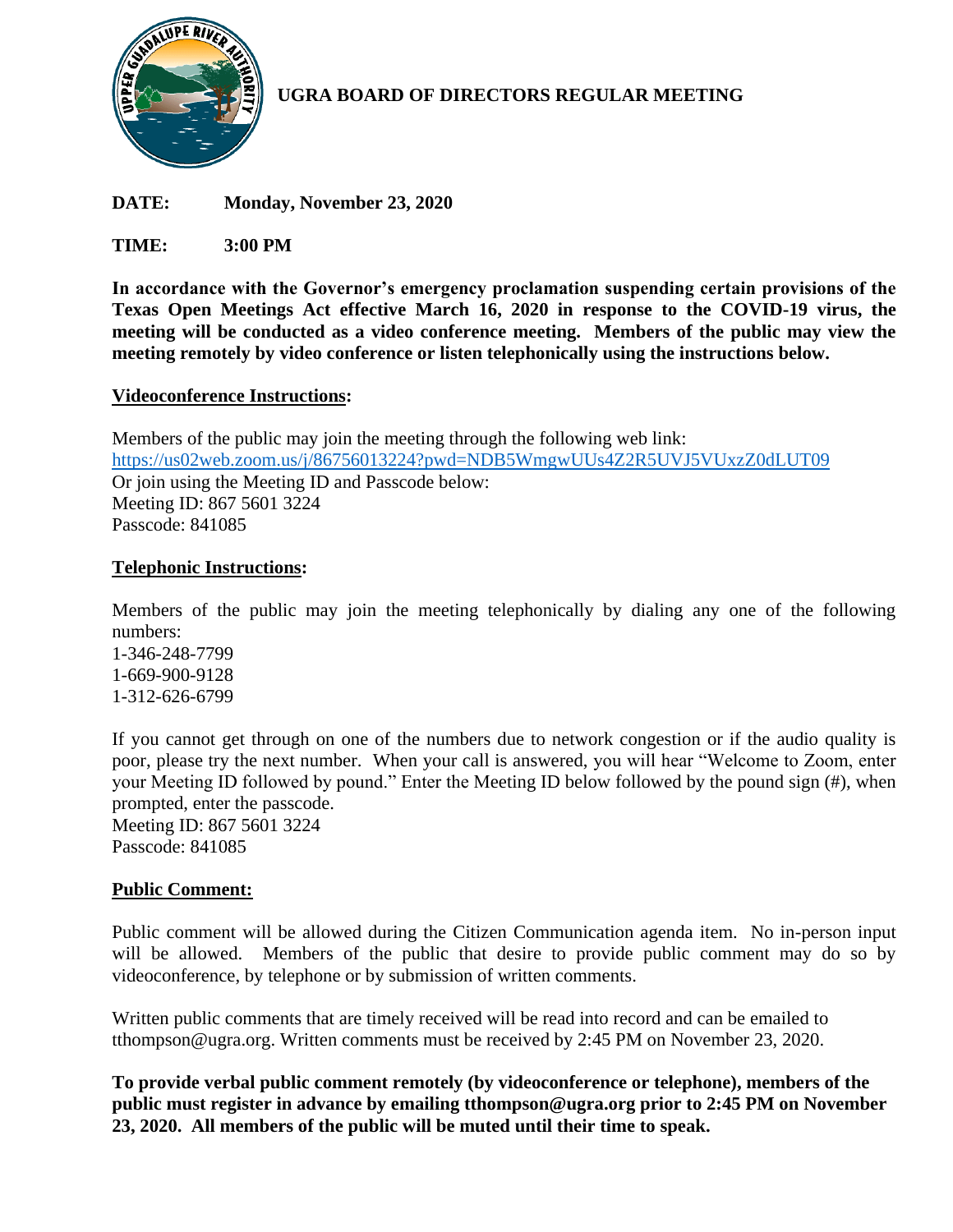# UGRA BOARD OF DIRECTORS REGULAR MEETING

**DATE:** **Monday, November 23, 2020**

**TIME:** **3:00 PM**

**In accordance with the Governor's emergency proclamation suspending certain provisions of the Texas Open Meetings Act effective March 16, 2020 in response to the COVID-19 virus, the meeting will be conducted as a video conference meeting. Members of the public may view the meeting remotely by video conference or listen telephonically using the instructions below.**

**Videoconference Instructions:**

Members of the public may join the meeting through the following web link:
https://us02web.zoom.us/j/86756013224?pwd=NDB5WmgwUUs4Z2R5UVJ5VUxzZ0dLUT09
Or join using the Meeting ID and Passcode below:
Meeting ID: 867 5601 3224
Passcode: 841085

**Telephonic Instructions:**

Members of the public may join the meeting telephonically by dialing any one of the following numbers:
1-346-248-7799
1-669-900-9128
1-312-626-6799

If you cannot get through on one of the numbers due to network congestion or if the audio quality is poor, please try the next number. When your call is answered, you will hear "Welcome to Zoom, enter your Meeting ID followed by pound." Enter the Meeting ID below followed by the pound sign (#), when prompted, enter the passcode.
Meeting ID: 867 5601 3224
Passcode: 841085

**Public Comment:**

Public comment will be allowed during the Citizen Communication agenda item. No in-person input will be allowed. Members of the public that desire to provide public comment may do so by videoconference, by telephone or by submission of written comments.

Written public comments that are timely received will be read into record and can be emailed to tthompson@ugra.org. Written comments must be received by 2:45 PM on November 23, 2020.

**To provide verbal public comment remotely (by videoconference or telephone), members of the public must register in advance by emailing tthompson@ugra.org prior to 2:45 PM on November 23, 2020. All members of the public will be muted until their time to speak.**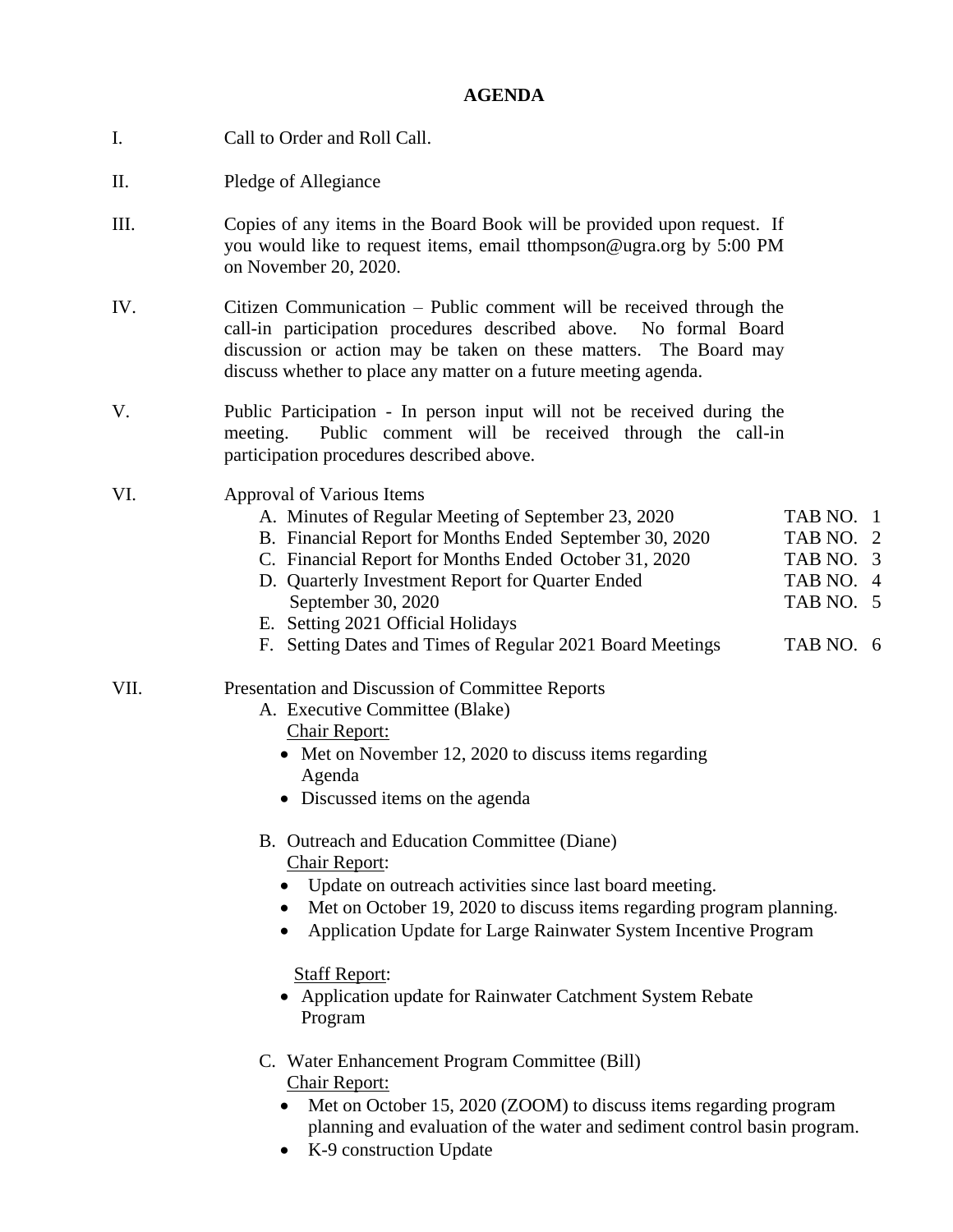# AGENDA

I. Call to Order and Roll Call.

II. Pledge of Allegiance

III. Copies of any items in the Board Book will be provided upon request. If you would like to request items, email tthompson@ugra.org by 5:00 PM on November 20, 2020.

IV. Citizen Communication – Public comment will be received through the call-in participation procedures described above. No formal Board discussion or action may be taken on these matters. The Board may discuss whether to place any matter on a future meeting agenda.

V. Public Participation - In person input will not be received during the meeting. Public comment will be received through the call-in participation procedures described above.

VI. Approval of Various Items

- A. Minutes of Regular Meeting of September 23, 2020 — TAB NO. 1
- B. Financial Report for Months Ended September 30, 2020 — TAB NO. 2
- C. Financial Report for Months Ended October 31, 2020 — TAB NO. 3
- D. Quarterly Investment Report for Quarter Ended September 30, 2020 — TAB NO. 4
- E. Setting 2021 Official Holidays — TAB NO. 5
- F. Setting Dates and Times of Regular 2021 Board Meetings — TAB NO. 6

VII. Presentation and Discussion of Committee Reports

A. Executive Committee (Blake)

Chair Report:

- Met on November 12, 2020 to discuss items regarding Agenda
- Discussed items on the agenda

B. Outreach and Education Committee (Diane)

Chair Report:

- Update on outreach activities since last board meeting.
- Met on October 19, 2020 to discuss items regarding program planning.
- Application Update for Large Rainwater System Incentive Program

Staff Report:

- Application update for Rainwater Catchment System Rebate Program

C. Water Enhancement Program Committee (Bill)

Chair Report:

- Met on October 15, 2020 (ZOOM) to discuss items regarding program planning and evaluation of the water and sediment control basin program.
- K-9 construction Update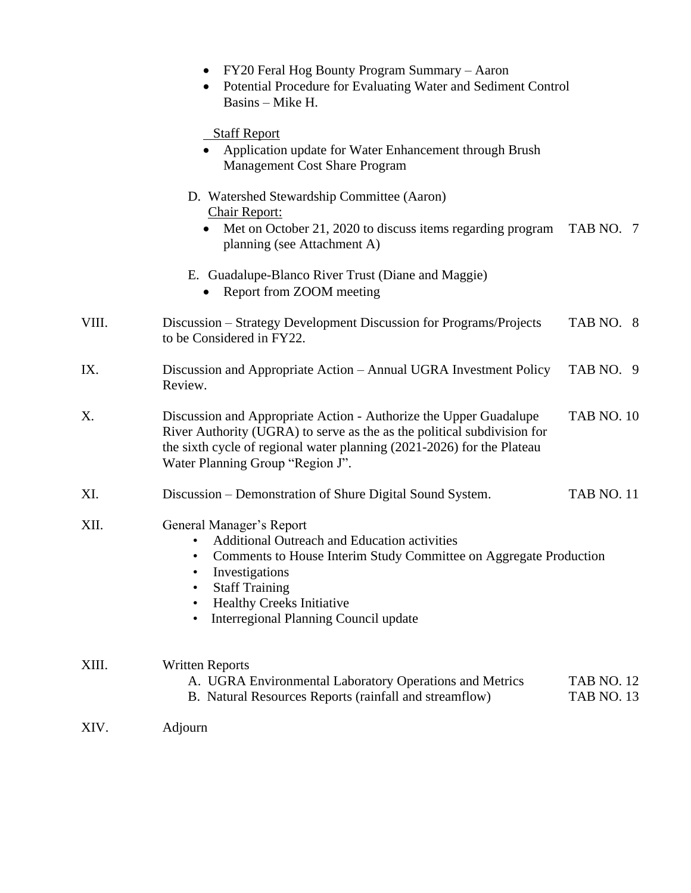- FY20 Feral Hog Bounty Program Summary – Aaron
- Potential Procedure for Evaluating Water and Sediment Control Basins – Mike H.

Staff Report

- Application update for Water Enhancement through Brush Management Cost Share Program

D. Watershed Stewardship Committee (Aaron)

Chair Report:

- Met on October 21, 2020 to discuss items regarding program planning (see Attachment A) — TAB NO. 7

E. Guadalupe-Blanco River Trust (Diane and Maggie)

- Report from ZOOM meeting

VIII. Discussion – Strategy Development Discussion for Programs/Projects to be Considered in FY22. — TAB NO. 8

IX. Discussion and Appropriate Action – Annual UGRA Investment Policy Review. — TAB NO. 9

X. Discussion and Appropriate Action - Authorize the Upper Guadalupe River Authority (UGRA) to serve as the as the political subdivision for the sixth cycle of regional water planning (2021-2026) for the Plateau Water Planning Group "Region J". — TAB NO. 10

XI. Discussion – Demonstration of Shure Digital Sound System. — TAB NO. 11

XII. General Manager's Report

- Additional Outreach and Education activities
- Comments to House Interim Study Committee on Aggregate Production
- Investigations
- Staff Training
- Healthy Creeks Initiative
- Interregional Planning Council update

XIII. Written Reports

A. UGRA Environmental Laboratory Operations and Metrics — TAB NO. 12

B. Natural Resources Reports (rainfall and streamflow) — TAB NO. 13

XIV. Adjourn